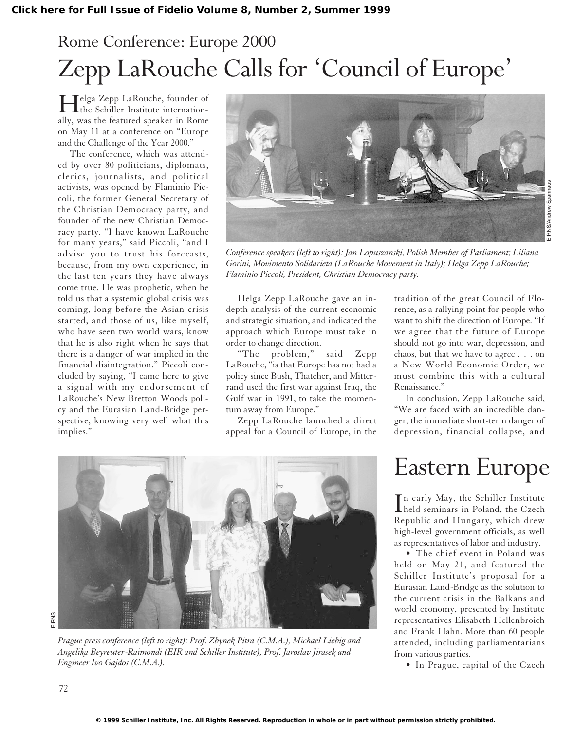# Rome Conference: Europe 2000

# Zepp LaRouche Calls for 'Council of Europe'

Helga Zepp LaRouche, founder of the Schiller Institute internationally, was the featured speaker in Rome on May 11 at a conference on "Europe and the Challenge of the Year 2000."

The conference, which was attended by over 80 politicians, diplomats, clerics, journalists, and political activists, was opened by Flaminio Piccoli, the former General Secretary of the Christian Democracy party, and founder of the new Christian Democracy party. "I have known LaRouche for many years," said Piccoli, "and I advise you to trust his forecasts, because, from my own experience, in the last ten years they have always come true. He was prophetic, when he told us that a systemic global crisis was coming, long before the Asian crisis started, and those of us, like myself, who have seen two world wars, know that he is also right when he says that there is a danger of war implied in the financial disintegration." Piccoli concluded by saying, "I came here to give a signal with my endorsement of LaRouche's New Bretton Woods policy and the Eurasian Land-Bridge perspective, knowing very well what this implies."

*Conference speakers (left to right): Jan Lopuszanski, Polish Member of Parliament; Liliana Gorini, Movimento Solidarieta (LaRouche Movement in Italy); Helga Zepp LaRouche; Flaminio Piccoli, President, Christian Democracy party.*

Helga Zepp LaRouche gave an in-depth analysis of the current economic and strategic situation, and indicated the approach which Europe must take in order to change direction.

"The problem," said Zepp LaRouche, "is that Europe has not had a policy since Bush, Thatcher, and Mitterrand used the first war against Iraq, the Gulf war in 1991, to take the momentum away from Europe."

Zepp LaRouche launched a direct appeal for a Council of Europe, in the tradition of the great Council of Florence, as a rallying point for people who want to shift the direction of Europe. "If we agree that the future of Europe should not go into war, depression, and chaos, but that we have to agree . . . on a New World Economic Order, we must combine this with a cultural Renaissance."

In conclusion, Zepp LaRouche said, "We are faced with an incredible danger, the immediate short-term danger of depression, financial collapse, and

*Prague press conference (left to right): Prof. Zbynek Pitra (C.M.A.), Michael Liebig and Angelika Beyreuter-Raimondi (EIR and Schiller Institute), Prof. Jaroslav Jirasek and Engineer Ivo Gajdos (C.M.A.).*

# Eastern Europe

In early May, the Schiller Institute held seminars in Poland, the Czech Republic and Hungary, which drew high-level government officials, as well as representatives of labor and industry.

- The chief event in Poland was held on May 21, and featured the Schiller Institute's proposal for a Eurasian Land-Bridge as the solution to the current crisis in the Balkans and world economy, presented by Institute representatives Elisabeth Hellenbroich and Frank Hahn. More than 60 people attended, including parliamentarians from various parties.
- In Prague, capital of the Czech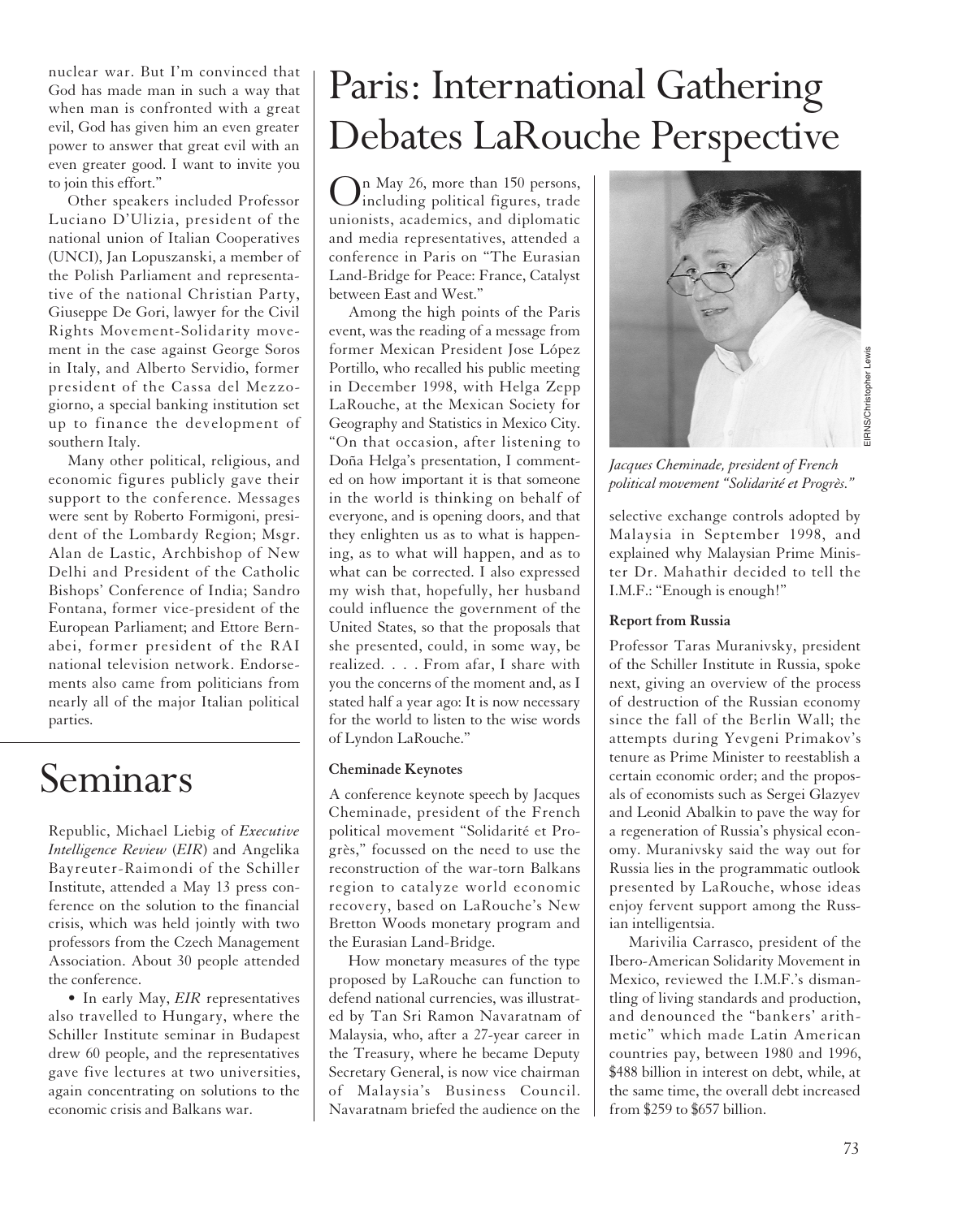nuclear war. But I'm convinced that God has made man in such a way that when man is confronted with a great evil, God has given him an even greater power to answer that great evil with an even greater good. I want to invite you to join this effort."

Other speakers included Professor Luciano D'Ulizia, president of the national union of Italian Cooperatives (UNCI), Jan Lopuszanski, a member of the Polish Parliament and representative of the national Christian Party, Giuseppe De Gori, lawyer for the Civil Rights Movement-Solidarity movement in the case against George Soros in Italy, and Alberto Servidio, former president of the Cassa del Mezzogiorno, a special banking institution set up to finance the development of southern Italy.

Many other political, religious, and economic figures publicly gave their support to the conference. Messages were sent by Roberto Formigoni, president of the Lombardy Region; Msgr. Alan de Lastic, Archbishop of New Delhi and President of the Catholic Bishops' Conference of India; Sandro Fontana, former vice-president of the European Parliament; and Ettore Bernabei, former president of the RAI national television network. Endorsements also came from politicians from nearly all of the major Italian political parties.

# Seminars

Republic, Michael Liebig of *Executive Intelligence Review* (*EIR*) and Angelika Bayreuter-Raimondi of the Schiller Institute, attended a May 13 press conference on the solution to the financial crisis, which was held jointly with two professors from the Czech Management Association. About 30 people attended the conference.

- In early May, *EIR* representatives also travelled to Hungary, where the Schiller Institute seminar in Budapest drew 60 people, and the representatives gave five lectures at two universities, again concentrating on solutions to the economic crisis and Balkans war.

# Paris: International Gathering Debates LaRouche Perspective

On May 26, more than 150 persons, including political figures, trade unionists, academics, and diplomatic and media representatives, attended a conference in Paris on "The Eurasian Land-Bridge for Peace: France, Catalyst between East and West."

Among the high points of the Paris event, was the reading of a message from former Mexican President Jose López Portillo, who recalled his public meeting in December 1998, with Helga Zepp LaRouche, at the Mexican Society for Geography and Statistics in Mexico City. "On that occasion, after listening to Doña Helga's presentation, I commented on how important it is that someone in the world is thinking on behalf of everyone, and is opening doors, and that they enlighten us as to what is happening, as to what will happen, and as to what can be corrected. I also expressed my wish that, hopefully, her husband could influence the government of the United States, so that the proposals that she presented, could, in some way, be realized. . . . From afar, I share with you the concerns of the moment and, as I stated half a year ago: It is now necessary for the world to listen to the wise words of Lyndon LaRouche."

EIRNS/Christopher Lewis

*Jacques Cheminade, president of French political movement "Solidarité et Progrès."*

### Cheminade Keynotes

A conference keynote speech by Jacques Cheminade, president of the French political movement "Solidarité et Progrès," focussed on the need to use the reconstruction of the war-torn Balkans region to catalyze world economic recovery, based on LaRouche's New Bretton Woods monetary program and the Eurasian Land-Bridge.

How monetary measures of the type proposed by LaRouche can function to defend national currencies, was illustrated by Tan Sri Ramon Navaratnam of Malaysia, who, after a 27-year career in the Treasury, where he became Deputy Secretary General, is now vice chairman of Malaysia's Business Council. Navaratnam briefed the audience on the selective exchange controls adopted by Malaysia in September 1998, and explained why Malaysian Prime Minister Dr. Mahathir decided to tell the I.M.F.: "Enough is enough!"

### Report from Russia

Professor Taras Muranivsky, president of the Schiller Institute in Russia, spoke next, giving an overview of the process of destruction of the Russian economy since the fall of the Berlin Wall; the attempts during Yevgeni Primakov's tenure as Prime Minister to reestablish a certain economic order; and the proposals of economists such as Sergei Glazyev and Leonid Abalkin to pave the way for a regeneration of Russia's physical economy. Muranivsky said the way out for Russia lies in the programmatic outlook presented by LaRouche, whose ideas enjoy fervent support among the Russian intelligentsia.

Marivilia Carrasco, president of the Ibero-American Solidarity Movement in Mexico, reviewed the I.M.F.'s dismantling of living standards and production, and denounced the "bankers' arithmetic" which made Latin American countries pay, between 1980 and 1996, $488 billion in interest on debt, while, at the same time, the overall debt increased from $259 to $657 billion.